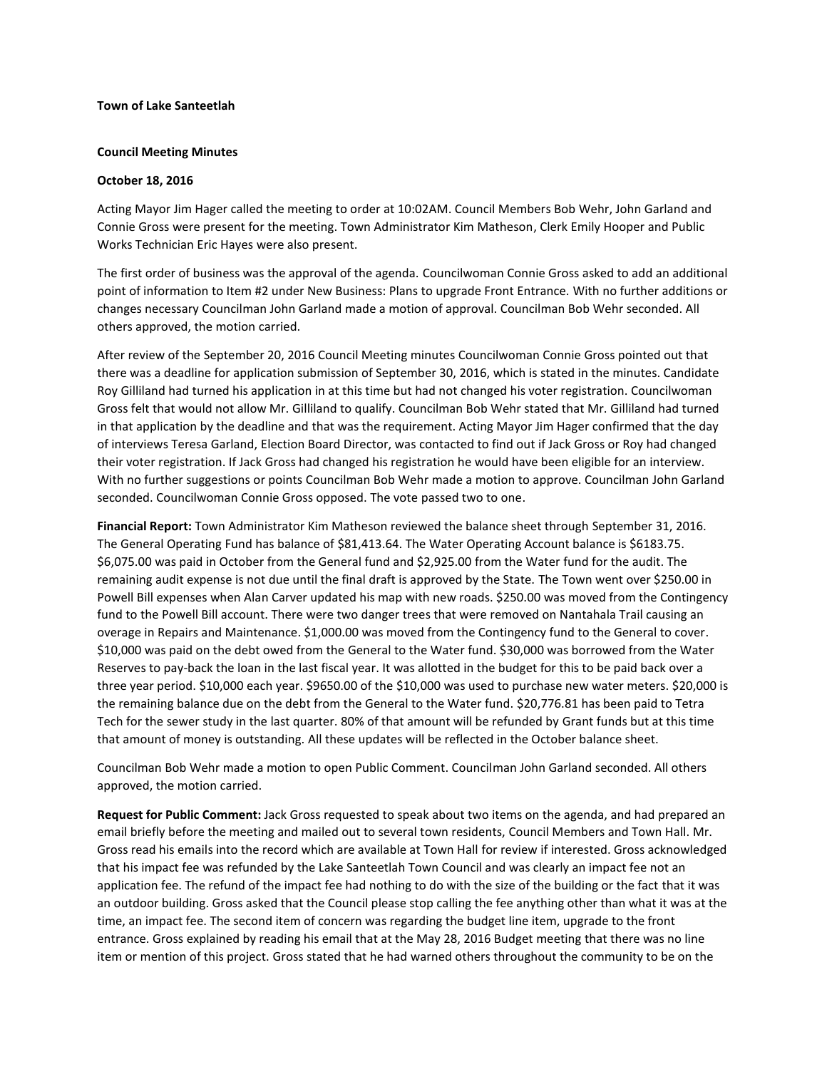**Town of Lake Santeetlah**

**Council Meeting Minutes**

**October 18, 2016**

Acting Mayor Jim Hager called the meeting to order at 10:02AM. Council Members Bob Wehr, John Garland and Connie Gross were present for the meeting. Town Administrator Kim Matheson, Clerk Emily Hooper and Public Works Technician Eric Hayes were also present.

The first order of business was the approval of the agenda. Councilwoman Connie Gross asked to add an additional point of information to Item #2 under New Business: Plans to upgrade Front Entrance. With no further additions or changes necessary Councilman John Garland made a motion of approval. Councilman Bob Wehr seconded. All others approved, the motion carried.

After review of the September 20, 2016 Council Meeting minutes Councilwoman Connie Gross pointed out that there was a deadline for application submission of September 30, 2016, which is stated in the minutes. Candidate Roy Gilliland had turned his application in at this time but had not changed his voter registration. Councilwoman Gross felt that would not allow Mr. Gilliland to qualify. Councilman Bob Wehr stated that Mr. Gilliland had turned in that application by the deadline and that was the requirement. Acting Mayor Jim Hager confirmed that the day of interviews Teresa Garland, Election Board Director, was contacted to find out if Jack Gross or Roy had changed their voter registration. If Jack Gross had changed his registration he would have been eligible for an interview. With no further suggestions or points Councilman Bob Wehr made a motion to approve. Councilman John Garland seconded. Councilwoman Connie Gross opposed. The vote passed two to one.

**Financial Report:** Town Administrator Kim Matheson reviewed the balance sheet through September 31, 2016. The General Operating Fund has balance of $81,413.64. The Water Operating Account balance is $6183.75. $6,075.00 was paid in October from the General fund and $2,925.00 from the Water fund for the audit. The remaining audit expense is not due until the final draft is approved by the State. The Town went over $250.00 in Powell Bill expenses when Alan Carver updated his map with new roads. $250.00 was moved from the Contingency fund to the Powell Bill account. There were two danger trees that were removed on Nantahala Trail causing an overage in Repairs and Maintenance. $1,000.00 was moved from the Contingency fund to the General to cover. $10,000 was paid on the debt owed from the General to the Water fund. $30,000 was borrowed from the Water Reserves to pay-back the loan in the last fiscal year. It was allotted in the budget for this to be paid back over a three year period. $10,000 each year. $9650.00 of the $10,000 was used to purchase new water meters. $20,000 is the remaining balance due on the debt from the General to the Water fund. $20,776.81 has been paid to Tetra Tech for the sewer study in the last quarter. 80% of that amount will be refunded by Grant funds but at this time that amount of money is outstanding. All these updates will be reflected in the October balance sheet.

Councilman Bob Wehr made a motion to open Public Comment. Councilman John Garland seconded. All others approved, the motion carried.

**Request for Public Comment:** Jack Gross requested to speak about two items on the agenda, and had prepared an email briefly before the meeting and mailed out to several town residents, Council Members and Town Hall. Mr. Gross read his emails into the record which are available at Town Hall for review if interested. Gross acknowledged that his impact fee was refunded by the Lake Santeetlah Town Council and was clearly an impact fee not an application fee. The refund of the impact fee had nothing to do with the size of the building or the fact that it was an outdoor building. Gross asked that the Council please stop calling the fee anything other than what it was at the time, an impact fee. The second item of concern was regarding the budget line item, upgrade to the front entrance. Gross explained by reading his email that at the May 28, 2016 Budget meeting that there was no line item or mention of this project. Gross stated that he had warned others throughout the community to be on the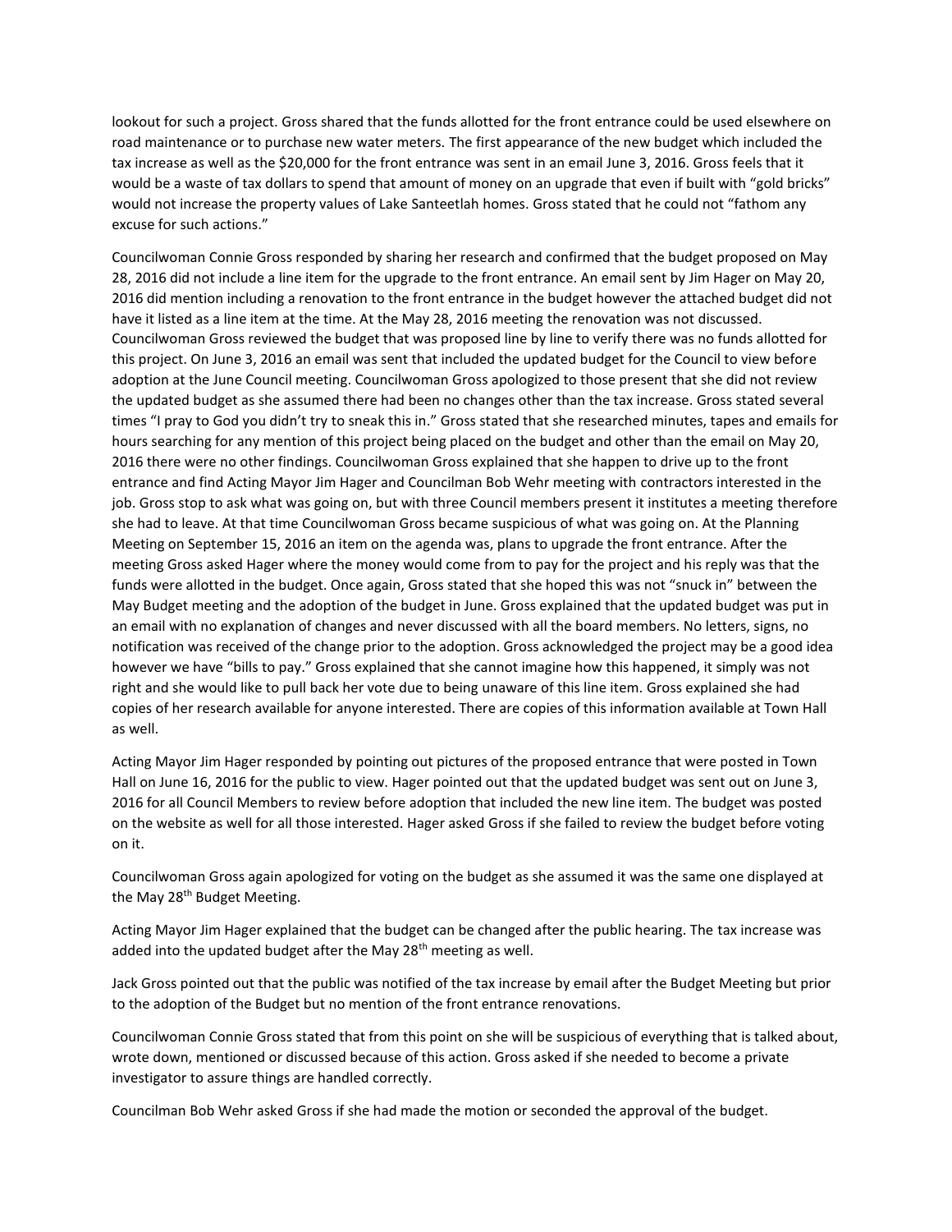lookout for such a project. Gross shared that the funds allotted for the front entrance could be used elsewhere on road maintenance or to purchase new water meters. The first appearance of the new budget which included the tax increase as well as the $20,000 for the front entrance was sent in an email June 3, 2016. Gross feels that it would be a waste of tax dollars to spend that amount of money on an upgrade that even if built with "gold bricks" would not increase the property values of Lake Santeetlah homes. Gross stated that he could not "fathom any excuse for such actions."

Councilwoman Connie Gross responded by sharing her research and confirmed that the budget proposed on May 28, 2016 did not include a line item for the upgrade to the front entrance. An email sent by Jim Hager on May 20, 2016 did mention including a renovation to the front entrance in the budget however the attached budget did not have it listed as a line item at the time. At the May 28, 2016 meeting the renovation was not discussed. Councilwoman Gross reviewed the budget that was proposed line by line to verify there was no funds allotted for this project. On June 3, 2016 an email was sent that included the updated budget for the Council to view before adoption at the June Council meeting. Councilwoman Gross apologized to those present that she did not review the updated budget as she assumed there had been no changes other than the tax increase. Gross stated several times "I pray to God you didn't try to sneak this in." Gross stated that she researched minutes, tapes and emails for hours searching for any mention of this project being placed on the budget and other than the email on May 20, 2016 there were no other findings. Councilwoman Gross explained that she happen to drive up to the front entrance and find Acting Mayor Jim Hager and Councilman Bob Wehr meeting with contractors interested in the job. Gross stop to ask what was going on, but with three Council members present it institutes a meeting therefore she had to leave. At that time Councilwoman Gross became suspicious of what was going on. At the Planning Meeting on September 15, 2016 an item on the agenda was, plans to upgrade the front entrance. After the meeting Gross asked Hager where the money would come from to pay for the project and his reply was that the funds were allotted in the budget. Once again, Gross stated that she hoped this was not "snuck in" between the May Budget meeting and the adoption of the budget in June. Gross explained that the updated budget was put in an email with no explanation of changes and never discussed with all the board members. No letters, signs, no notification was received of the change prior to the adoption. Gross acknowledged the project may be a good idea however we have "bills to pay." Gross explained that she cannot imagine how this happened, it simply was not right and she would like to pull back her vote due to being unaware of this line item. Gross explained she had copies of her research available for anyone interested. There are copies of this information available at Town Hall as well.

Acting Mayor Jim Hager responded by pointing out pictures of the proposed entrance that were posted in Town Hall on June 16, 2016 for the public to view. Hager pointed out that the updated budget was sent out on June 3, 2016 for all Council Members to review before adoption that included the new line item. The budget was posted on the website as well for all those interested. Hager asked Gross if she failed to review the budget before voting on it.

Councilwoman Gross again apologized for voting on the budget as she assumed it was the same one displayed at the May 28th Budget Meeting.

Acting Mayor Jim Hager explained that the budget can be changed after the public hearing. The tax increase was added into the updated budget after the May 28th meeting as well.

Jack Gross pointed out that the public was notified of the tax increase by email after the Budget Meeting but prior to the adoption of the Budget but no mention of the front entrance renovations.

Councilwoman Connie Gross stated that from this point on she will be suspicious of everything that is talked about, wrote down, mentioned or discussed because of this action. Gross asked if she needed to become a private investigator to assure things are handled correctly.

Councilman Bob Wehr asked Gross if she had made the motion or seconded the approval of the budget.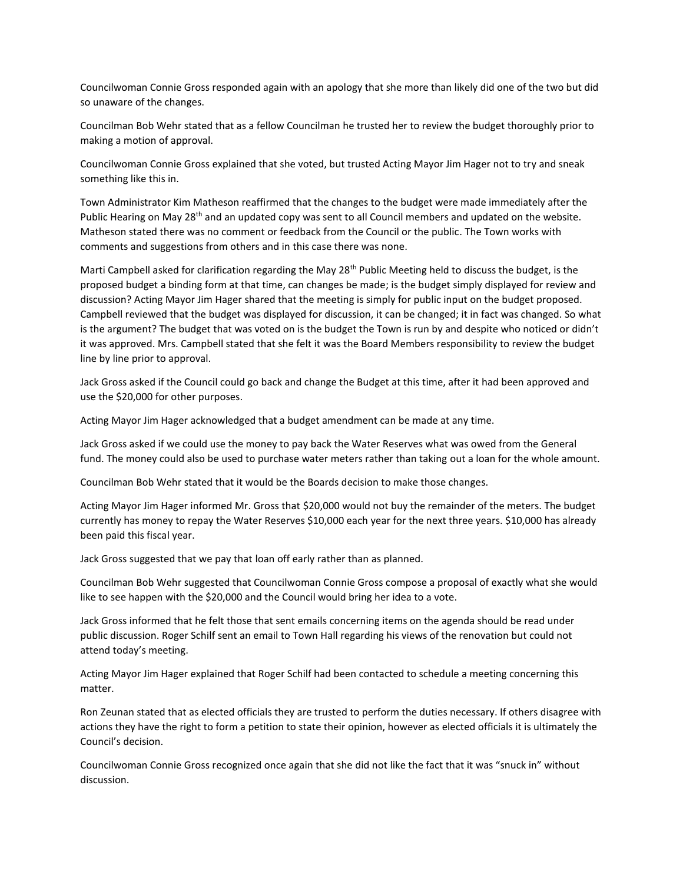Councilwoman Connie Gross responded again with an apology that she more than likely did one of the two but did so unaware of the changes.

Councilman Bob Wehr stated that as a fellow Councilman he trusted her to review the budget thoroughly prior to making a motion of approval.

Councilwoman Connie Gross explained that she voted, but trusted Acting Mayor Jim Hager not to try and sneak something like this in.

Town Administrator Kim Matheson reaffirmed that the changes to the budget were made immediately after the Public Hearing on May 28th and an updated copy was sent to all Council members and updated on the website. Matheson stated there was no comment or feedback from the Council or the public. The Town works with comments and suggestions from others and in this case there was none.

Marti Campbell asked for clarification regarding the May 28th Public Meeting held to discuss the budget, is the proposed budget a binding form at that time, can changes be made; is the budget simply displayed for review and discussion? Acting Mayor Jim Hager shared that the meeting is simply for public input on the budget proposed. Campbell reviewed that the budget was displayed for discussion, it can be changed; it in fact was changed. So what is the argument? The budget that was voted on is the budget the Town is run by and despite who noticed or didn't it was approved. Mrs. Campbell stated that she felt it was the Board Members responsibility to review the budget line by line prior to approval.

Jack Gross asked if the Council could go back and change the Budget at this time, after it had been approved and use the $20,000 for other purposes.

Acting Mayor Jim Hager acknowledged that a budget amendment can be made at any time.

Jack Gross asked if we could use the money to pay back the Water Reserves what was owed from the General fund. The money could also be used to purchase water meters rather than taking out a loan for the whole amount.

Councilman Bob Wehr stated that it would be the Boards decision to make those changes.

Acting Mayor Jim Hager informed Mr. Gross that $20,000 would not buy the remainder of the meters. The budget currently has money to repay the Water Reserves $10,000 each year for the next three years. $10,000 has already been paid this fiscal year.

Jack Gross suggested that we pay that loan off early rather than as planned.

Councilman Bob Wehr suggested that Councilwoman Connie Gross compose a proposal of exactly what she would like to see happen with the $20,000 and the Council would bring her idea to a vote.

Jack Gross informed that he felt those that sent emails concerning items on the agenda should be read under public discussion. Roger Schilf sent an email to Town Hall regarding his views of the renovation but could not attend today's meeting.

Acting Mayor Jim Hager explained that Roger Schilf had been contacted to schedule a meeting concerning this matter.

Ron Zeunan stated that as elected officials they are trusted to perform the duties necessary. If others disagree with actions they have the right to form a petition to state their opinion, however as elected officials it is ultimately the Council's decision.

Councilwoman Connie Gross recognized once again that she did not like the fact that it was "snuck in" without discussion.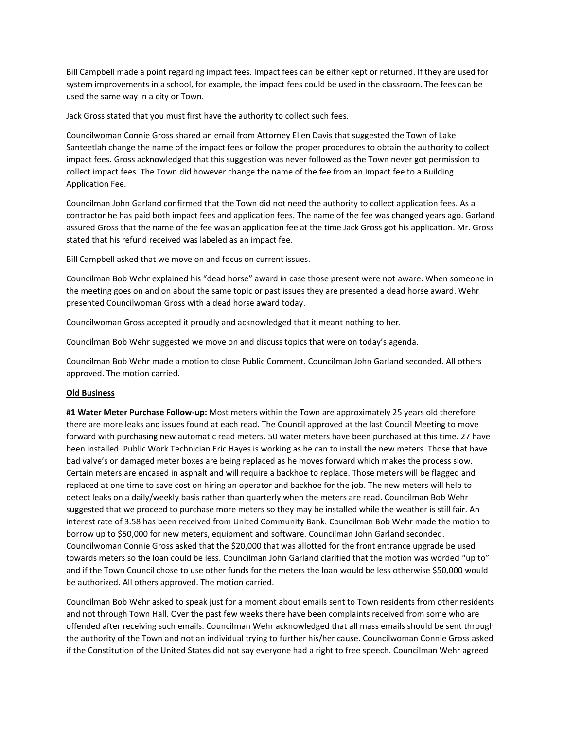Bill Campbell made a point regarding impact fees. Impact fees can be either kept or returned. If they are used for system improvements in a school, for example, the impact fees could be used in the classroom. The fees can be used the same way in a city or Town.

Jack Gross stated that you must first have the authority to collect such fees.

Councilwoman Connie Gross shared an email from Attorney Ellen Davis that suggested the Town of Lake Santeetlah change the name of the impact fees or follow the proper procedures to obtain the authority to collect impact fees. Gross acknowledged that this suggestion was never followed as the Town never got permission to collect impact fees. The Town did however change the name of the fee from an Impact fee to a Building Application Fee.

Councilman John Garland confirmed that the Town did not need the authority to collect application fees. As a contractor he has paid both impact fees and application fees. The name of the fee was changed years ago. Garland assured Gross that the name of the fee was an application fee at the time Jack Gross got his application. Mr. Gross stated that his refund received was labeled as an impact fee.

Bill Campbell asked that we move on and focus on current issues.

Councilman Bob Wehr explained his "dead horse" award in case those present were not aware. When someone in the meeting goes on and on about the same topic or past issues they are presented a dead horse award. Wehr presented Councilwoman Gross with a dead horse award today.

Councilwoman Gross accepted it proudly and acknowledged that it meant nothing to her.

Councilman Bob Wehr suggested we move on and discuss topics that were on today's agenda.

Councilman Bob Wehr made a motion to close Public Comment. Councilman John Garland seconded. All others approved. The motion carried.

**Old Business**

**#1 Water Meter Purchase Follow-up:** Most meters within the Town are approximately 25 years old therefore there are more leaks and issues found at each read. The Council approved at the last Council Meeting to move forward with purchasing new automatic read meters. 50 water meters have been purchased at this time. 27 have been installed. Public Work Technician Eric Hayes is working as he can to install the new meters. Those that have bad valve's or damaged meter boxes are being replaced as he moves forward which makes the process slow. Certain meters are encased in asphalt and will require a backhoe to replace. Those meters will be flagged and replaced at one time to save cost on hiring an operator and backhoe for the job. The new meters will help to detect leaks on a daily/weekly basis rather than quarterly when the meters are read. Councilman Bob Wehr suggested that we proceed to purchase more meters so they may be installed while the weather is still fair. An interest rate of 3.58 has been received from United Community Bank. Councilman Bob Wehr made the motion to borrow up to $50,000 for new meters, equipment and software. Councilman John Garland seconded. Councilwoman Connie Gross asked that the $20,000 that was allotted for the front entrance upgrade be used towards meters so the loan could be less. Councilman John Garland clarified that the motion was worded "up to" and if the Town Council chose to use other funds for the meters the loan would be less otherwise $50,000 would be authorized. All others approved. The motion carried.

Councilman Bob Wehr asked to speak just for a moment about emails sent to Town residents from other residents and not through Town Hall. Over the past few weeks there have been complaints received from some who are offended after receiving such emails. Councilman Wehr acknowledged that all mass emails should be sent through the authority of the Town and not an individual trying to further his/her cause. Councilwoman Connie Gross asked if the Constitution of the United States did not say everyone had a right to free speech. Councilman Wehr agreed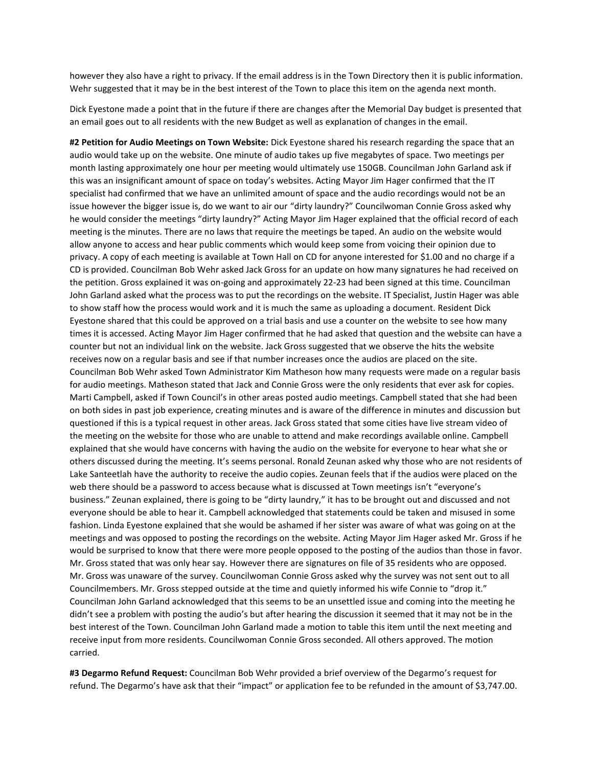however they also have a right to privacy. If the email address is in the Town Directory then it is public information. Wehr suggested that it may be in the best interest of the Town to place this item on the agenda next month.

Dick Eyestone made a point that in the future if there are changes after the Memorial Day budget is presented that an email goes out to all residents with the new Budget as well as explanation of changes in the email.

**#2 Petition for Audio Meetings on Town Website:** Dick Eyestone shared his research regarding the space that an audio would take up on the website. One minute of audio takes up five megabytes of space. Two meetings per month lasting approximately one hour per meeting would ultimately use 150GB. Councilman John Garland ask if this was an insignificant amount of space on today's websites. Acting Mayor Jim Hager confirmed that the IT specialist had confirmed that we have an unlimited amount of space and the audio recordings would not be an issue however the bigger issue is, do we want to air our "dirty laundry?" Councilwoman Connie Gross asked why he would consider the meetings "dirty laundry?" Acting Mayor Jim Hager explained that the official record of each meeting is the minutes. There are no laws that require the meetings be taped. An audio on the website would allow anyone to access and hear public comments which would keep some from voicing their opinion due to privacy. A copy of each meeting is available at Town Hall on CD for anyone interested for $1.00 and no charge if a CD is provided. Councilman Bob Wehr asked Jack Gross for an update on how many signatures he had received on the petition. Gross explained it was on-going and approximately 22-23 had been signed at this time. Councilman John Garland asked what the process was to put the recordings on the website. IT Specialist, Justin Hager was able to show staff how the process would work and it is much the same as uploading a document. Resident Dick Eyestone shared that this could be approved on a trial basis and use a counter on the website to see how many times it is accessed. Acting Mayor Jim Hager confirmed that he had asked that question and the website can have a counter but not an individual link on the website. Jack Gross suggested that we observe the hits the website receives now on a regular basis and see if that number increases once the audios are placed on the site. Councilman Bob Wehr asked Town Administrator Kim Matheson how many requests were made on a regular basis for audio meetings. Matheson stated that Jack and Connie Gross were the only residents that ever ask for copies. Marti Campbell, asked if Town Council's in other areas posted audio meetings. Campbell stated that she had been on both sides in past job experience, creating minutes and is aware of the difference in minutes and discussion but questioned if this is a typical request in other areas. Jack Gross stated that some cities have live stream video of the meeting on the website for those who are unable to attend and make recordings available online. Campbell explained that she would have concerns with having the audio on the website for everyone to hear what she or others discussed during the meeting. It's seems personal. Ronald Zeunan asked why those who are not residents of Lake Santeetlah have the authority to receive the audio copies. Zeunan feels that if the audios were placed on the web there should be a password to access because what is discussed at Town meetings isn't "everyone's business." Zeunan explained, there is going to be "dirty laundry," it has to be brought out and discussed and not everyone should be able to hear it. Campbell acknowledged that statements could be taken and misused in some fashion. Linda Eyestone explained that she would be ashamed if her sister was aware of what was going on at the meetings and was opposed to posting the recordings on the website. Acting Mayor Jim Hager asked Mr. Gross if he would be surprised to know that there were more people opposed to the posting of the audios than those in favor. Mr. Gross stated that was only hear say. However there are signatures on file of 35 residents who are opposed. Mr. Gross was unaware of the survey. Councilwoman Connie Gross asked why the survey was not sent out to all Councilmembers. Mr. Gross stepped outside at the time and quietly informed his wife Connie to "drop it." Councilman John Garland acknowledged that this seems to be an unsettled issue and coming into the meeting he didn't see a problem with posting the audio's but after hearing the discussion it seemed that it may not be in the best interest of the Town. Councilman John Garland made a motion to table this item until the next meeting and receive input from more residents. Councilwoman Connie Gross seconded. All others approved. The motion carried.

**#3 Degarmo Refund Request:** Councilman Bob Wehr provided a brief overview of the Degarmo's request for refund. The Degarmo's have ask that their "impact" or application fee to be refunded in the amount of $3,747.00.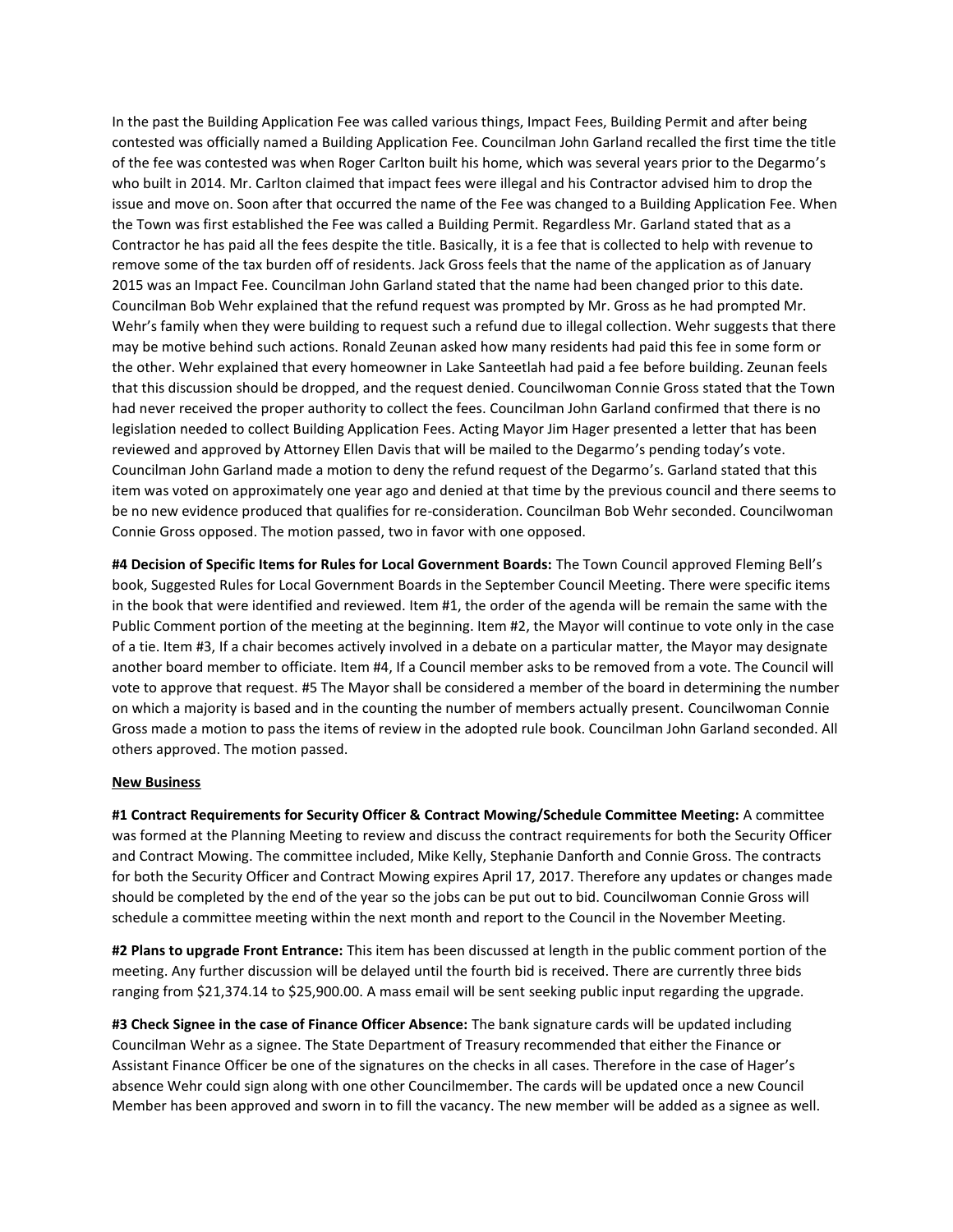In the past the Building Application Fee was called various things, Impact Fees, Building Permit and after being contested was officially named a Building Application Fee. Councilman John Garland recalled the first time the title of the fee was contested was when Roger Carlton built his home, which was several years prior to the Degarmo's who built in 2014. Mr. Carlton claimed that impact fees were illegal and his Contractor advised him to drop the issue and move on. Soon after that occurred the name of the Fee was changed to a Building Application Fee. When the Town was first established the Fee was called a Building Permit. Regardless Mr. Garland stated that as a Contractor he has paid all the fees despite the title. Basically, it is a fee that is collected to help with revenue to remove some of the tax burden off of residents. Jack Gross feels that the name of the application as of January 2015 was an Impact Fee. Councilman John Garland stated that the name had been changed prior to this date. Councilman Bob Wehr explained that the refund request was prompted by Mr. Gross as he had prompted Mr. Wehr's family when they were building to request such a refund due to illegal collection. Wehr suggests that there may be motive behind such actions. Ronald Zeunan asked how many residents had paid this fee in some form or the other. Wehr explained that every homeowner in Lake Santeetlah had paid a fee before building. Zeunan feels that this discussion should be dropped, and the request denied. Councilwoman Connie Gross stated that the Town had never received the proper authority to collect the fees. Councilman John Garland confirmed that there is no legislation needed to collect Building Application Fees. Acting Mayor Jim Hager presented a letter that has been reviewed and approved by Attorney Ellen Davis that will be mailed to the Degarmo's pending today's vote. Councilman John Garland made a motion to deny the refund request of the Degarmo's. Garland stated that this item was voted on approximately one year ago and denied at that time by the previous council and there seems to be no new evidence produced that qualifies for re-consideration. Councilman Bob Wehr seconded. Councilwoman Connie Gross opposed. The motion passed, two in favor with one opposed.

**#4 Decision of Specific Items for Rules for Local Government Boards:** The Town Council approved Fleming Bell's book, Suggested Rules for Local Government Boards in the September Council Meeting. There were specific items in the book that were identified and reviewed. Item #1, the order of the agenda will be remain the same with the Public Comment portion of the meeting at the beginning. Item #2, the Mayor will continue to vote only in the case of a tie. Item #3, If a chair becomes actively involved in a debate on a particular matter, the Mayor may designate another board member to officiate. Item #4, If a Council member asks to be removed from a vote. The Council will vote to approve that request. #5 The Mayor shall be considered a member of the board in determining the number on which a majority is based and in the counting the number of members actually present. Councilwoman Connie Gross made a motion to pass the items of review in the adopted rule book. Councilman John Garland seconded. All others approved. The motion passed.

**New Business**

**#1 Contract Requirements for Security Officer & Contract Mowing/Schedule Committee Meeting:** A committee was formed at the Planning Meeting to review and discuss the contract requirements for both the Security Officer and Contract Mowing. The committee included, Mike Kelly, Stephanie Danforth and Connie Gross. The contracts for both the Security Officer and Contract Mowing expires April 17, 2017. Therefore any updates or changes made should be completed by the end of the year so the jobs can be put out to bid. Councilwoman Connie Gross will schedule a committee meeting within the next month and report to the Council in the November Meeting.

**#2 Plans to upgrade Front Entrance:** This item has been discussed at length in the public comment portion of the meeting. Any further discussion will be delayed until the fourth bid is received. There are currently three bids ranging from $21,374.14 to $25,900.00. A mass email will be sent seeking public input regarding the upgrade.

**#3 Check Signee in the case of Finance Officer Absence:** The bank signature cards will be updated including Councilman Wehr as a signee. The State Department of Treasury recommended that either the Finance or Assistant Finance Officer be one of the signatures on the checks in all cases. Therefore in the case of Hager's absence Wehr could sign along with one other Councilmember. The cards will be updated once a new Council Member has been approved and sworn in to fill the vacancy. The new member will be added as a signee as well.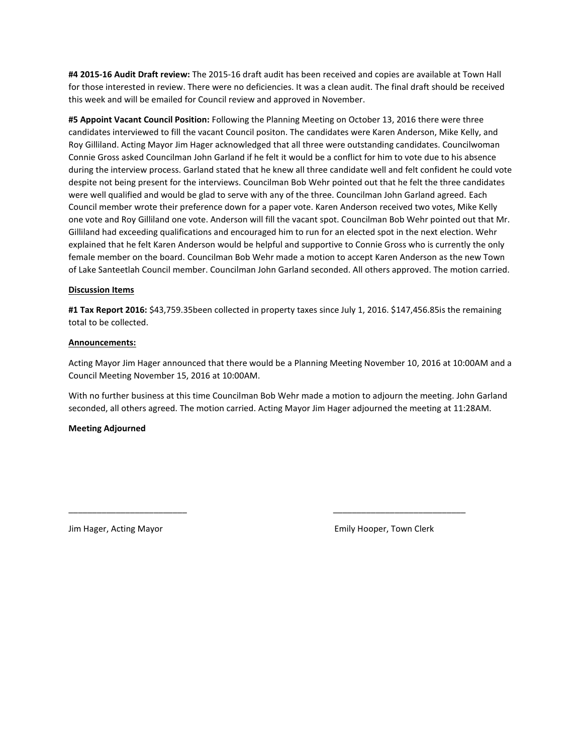**#4 2015-16 Audit Draft review:** The 2015-16 draft audit has been received and copies are available at Town Hall for those interested in review. There were no deficiencies. It was a clean audit. The final draft should be received this week and will be emailed for Council review and approved in November.

**#5 Appoint Vacant Council Position:** Following the Planning Meeting on October 13, 2016 there were three candidates interviewed to fill the vacant Council positon. The candidates were Karen Anderson, Mike Kelly, and Roy Gilliland. Acting Mayor Jim Hager acknowledged that all three were outstanding candidates. Councilwoman Connie Gross asked Councilman John Garland if he felt it would be a conflict for him to vote due to his absence during the interview process. Garland stated that he knew all three candidate well and felt confident he could vote despite not being present for the interviews. Councilman Bob Wehr pointed out that he felt the three candidates were well qualified and would be glad to serve with any of the three. Councilman John Garland agreed. Each Council member wrote their preference down for a paper vote. Karen Anderson received two votes, Mike Kelly one vote and Roy Gilliland one vote. Anderson will fill the vacant spot. Councilman Bob Wehr pointed out that Mr. Gilliland had exceeding qualifications and encouraged him to run for an elected spot in the next election. Wehr explained that he felt Karen Anderson would be helpful and supportive to Connie Gross who is currently the only female member on the board. Councilman Bob Wehr made a motion to accept Karen Anderson as the new Town of Lake Santeetlah Council member. Councilman John Garland seconded. All others approved. The motion carried.

**Discussion Items**

**#1 Tax Report 2016:** $43,759.35been collected in property taxes since July 1, 2016. $147,456.85is the remaining total to be collected.

**Announcements:**

Acting Mayor Jim Hager announced that there would be a Planning Meeting November 10, 2016 at 10:00AM and a Council Meeting November 15, 2016 at 10:00AM.

With no further business at this time Councilman Bob Wehr made a motion to adjourn the meeting. John Garland seconded, all others agreed. The motion carried. Acting Mayor Jim Hager adjourned the meeting at 11:28AM.

**Meeting Adjourned**

_________________________

Jim Hager, Acting Mayor

_____________________________

Emily Hooper, Town Clerk